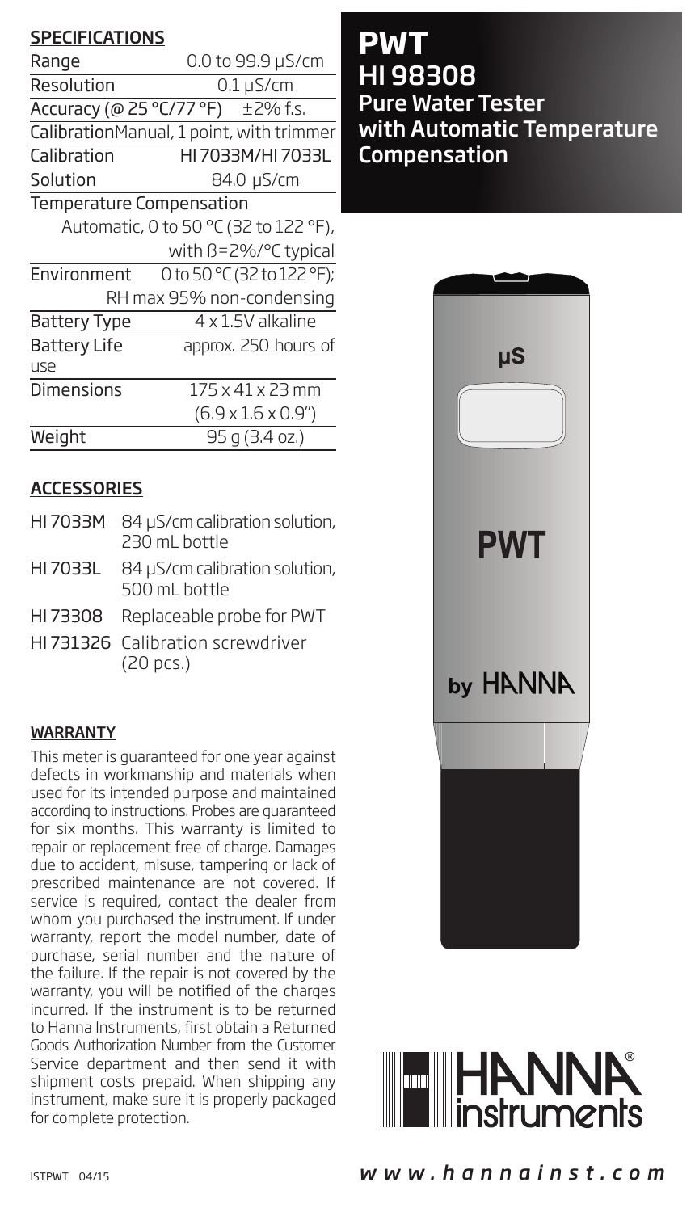## SPECIFICATIONS

| | |
|---|---|
| Range | 0.0 to 99.9 µS/cm |
| Resolution | 0.1 µS/cm |
| Accuracy (@ 25 °C/77 °F) | ±2% f.s. |
| Calibration | Manual, 1 point, with trimmer |
| Calibration Solution | HI 7033M/HI 7033L 84.0 µS/cm |
| Temperature Compensation | Automatic, 0 to 50 °C (32 to 122 °F), with ß=2%/°C typical |
| Environment | 0 to 50 °C (32 to 122 °F); RH max 95% non-condensing |
| Battery Type | 4 x 1.5V alkaline |
| Battery Life | approx. 250 hours of use |
| Dimensions | 175 x 41 x 23 mm (6.9 x 1.6 x 0.9") |
| Weight | 95 g (3.4 oz.) |

## ACCESSORIES

- HI 7033M 84 µS/cm calibration solution, 230 mL bottle
- HI 7033L 84 µS/cm calibration solution, 500 mL bottle
- HI 73308 Replaceable probe for PWT
- HI 731326 Calibration screwdriver (20 pcs.)

### WARRANTY

This meter is guaranteed for one year against defects in workmanship and materials when used for its intended purpose and maintained according to instructions. Probes are guaranteed for six months. This warranty is limited to repair or replacement free of charge. Damages due to accident, misuse, tampering or lack of prescribed maintenance are not covered. If service is required, contact the dealer from whom you purchased the instrument. If under warranty, report the model number, date of purchase, serial number and the nature of the failure. If the repair is not covered by the warranty, you will be notified of the charges incurred. If the instrument is to be returned to Hanna Instruments, first obtain a Returned Goods Authorization Number from the Customer Service department and then send it with shipment costs prepaid. When shipping any instrument, make sure it is properly packaged for complete protection.

ISTPWT 04/15

# PWT
# HI 98308
## Pure Water Tester with Automatic Temperature Compensation

µS

PWT

by HANNA

HANNA® instruments

*www.hannainst.com*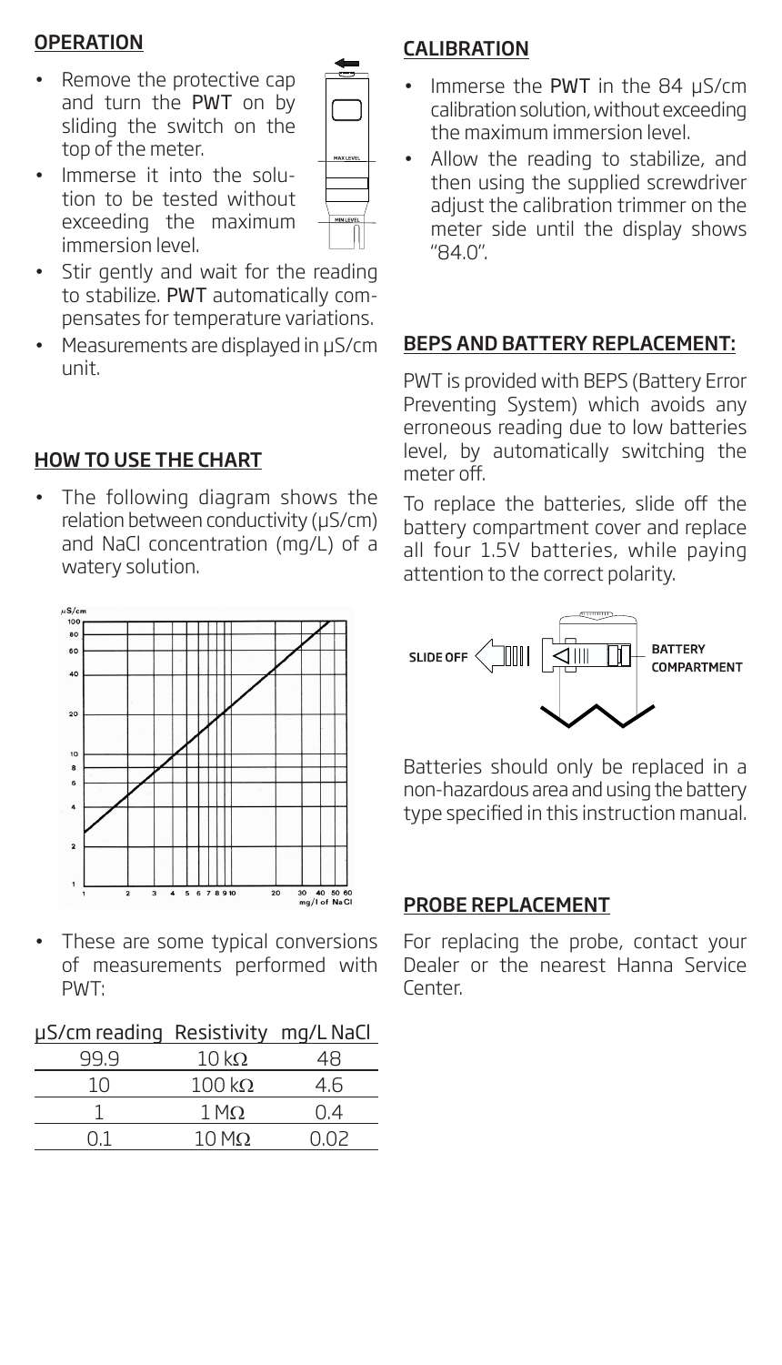## OPERATION

- Remove the protective cap and turn the PWT on by sliding the switch on the top of the meter.
- Immerse it into the solution to be tested without exceeding the maximum immersion level.
- Stir gently and wait for the reading to stabilize. PWT automatically compensates for temperature variations.
- Measurements are displayed in µS/cm unit.

MAX LEVEL

MIN LEVEL

## HOW TO USE THE CHART

- The following diagram shows the relation between conductivity (µS/cm) and NaCl concentration (mg/L) of a watery solution.

µS/cm
100
80
60
40
20
10
8
6
4
2
1
1 2 3 4 5 6 7 8 9 10 20 30 40 50 60
mg/l of NaCl

- These are some typical conversions of measurements performed with PWT:

| µS/cm reading | Resistivity | mg/L NaCl |
|---|---|---|
| 99.9 | 10 kΩ | 48 |
| 10 | 100 kΩ | 4.6 |
| 1 | 1 MΩ | 0.4 |
| 0.1 | 10 MΩ | 0.02 |

## CALIBRATION

- Immerse the PWT in the 84 µS/cm calibration solution, without exceeding the maximum immersion level.
- Allow the reading to stabilize, and then using the supplied screwdriver adjust the calibration trimmer on the meter side until the display shows "84.0".

## BEPS AND BATTERY REPLACEMENT:

PWT is provided with BEPS (Battery Error Preventing System) which avoids any erroneous reading due to low batteries level, by automatically switching the meter off.

To replace the batteries, slide off the battery compartment cover and replace all four 1.5V batteries, while paying attention to the correct polarity.

SLIDE OFF

BATTERY COMPARTMENT

Batteries should only be replaced in a non-hazardous area and using the battery type specified in this instruction manual.

## PROBE REPLACEMENT

For replacing the probe, contact your Dealer or the nearest Hanna Service Center.